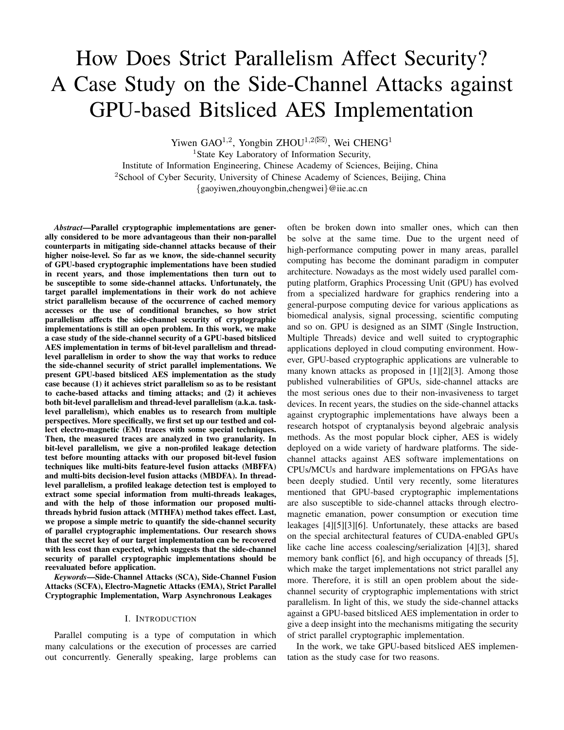# How Does Strict Parallelism Affect Security? A Case Study on the Side-Channel Attacks against GPU-based Bitsliced AES Implementation

Yiwen GAO[1,2], Yongbin ZHOU[1,2(✉)], Wei CHENG[1]

[1]State Key Laboratory of Information Security,
Institute of Information Engineering, Chinese Academy of Sciences, Beijing, China
[2]School of Cyber Security, University of Chinese Academy of Sciences, Beijing, China
{gaoyiwen,zhouyongbin,chengwei}@iie.ac.cn

***Abstract*—Parallel cryptographic implementations are generally considered to be more advantageous than their non-parallel counterparts in mitigating side-channel attacks because of their higher noise-level. So far as we know, the side-channel security of GPU-based cryptographic implementations have been studied in recent years, and those implementations then turn out to be susceptible to some side-channel attacks. Unfortunately, the target parallel implementations in their work do not achieve strict parallelism because of the occurrence of cached memory accesses or the use of conditional branches, so how strict parallelism affects the side-channel security of cryptographic implementations is still an open problem. In this work, we make a case study of the side-channel security of a GPU-based bitsliced AES implementation in terms of bit-level parallelism and thread-level parallelism in order to show the way that works to reduce the side-channel security of strict parallel implementations. We present GPU-based bitsliced AES implementation as the study case because (1) it achieves strict parallelism so as to be resistant to cache-based attacks and timing attacks; and (2) it achieves both bit-level parallelism and thread-level parallelism (a.k.a. task-level parallelism), which enables us to research from multiple perspectives. More specifically, we first set up our testbed and collect electro-magnetic (EM) traces with some special techniques. Then, the measured traces are analyzed in two granularity. In bit-level parallelism, we give a non-profiled leakage detection test before mounting attacks with our proposed bit-level fusion techniques like multi-bits feature-level fusion attacks (MBFFA) and multi-bits decision-level fusion attacks (MBDFA). In thread-level parallelism, a profiled leakage detection test is employed to extract some special information from multi-threads leakages, and with the help of those information our proposed multi-threads hybrid fusion attack (MTHFA) method takes effect. Last, we propose a simple metric to quantify the side-channel security of parallel cryptographic implementations. Our research shows that the secret key of our target implementation can be recovered with less cost than expected, which suggests that the side-channel security of parallel cryptographic implementations should be reevaluated before application.**

***Keywords*—Side-Channel Attacks (SCA), Side-Channel Fusion Attacks (SCFA), Electro-Magnetic Attacks (EMA), Strict Parallel Cryptographic Implementation, Warp Asynchronous Leakages**

## I. Introduction

Parallel computing is a type of computation in which many calculations or the execution of processes are carried out concurrently. Generally speaking, large problems can often be broken down into smaller ones, which can then be solve at the same time. Due to the urgent need of high-performance computing power in many areas, parallel computing has become the dominant paradigm in computer architecture. Nowadays as the most widely used parallel computing platform, Graphics Processing Unit (GPU) has evolved from a specialized hardware for graphics rendering into a general-purpose computing device for various applications as biomedical analysis, signal processing, scientific computing and so on. GPU is designed as an SIMT (Single Instruction, Multiple Threads) device and well suited to cryptographic applications deployed in cloud computing environment. However, GPU-based cryptographic applications are vulnerable to many known attacks as proposed in [1][2][3]. Among those published vulnerabilities of GPUs, side-channel attacks are the most serious ones due to their non-invasiveness to target devices. In recent years, the studies on the side-channel attacks against cryptographic implementations have always been a research hotspot of cryptanalysis beyond algebraic analysis methods. As the most popular block cipher, AES is widely deployed on a wide variety of hardware platforms. The side-channel attacks against AES software implementations on CPUs/MCUs and hardware implementations on FPGAs have been deeply studied. Until very recently, some literatures mentioned that GPU-based cryptographic implementations are also susceptible to side-channel attacks through electro-magnetic emanation, power consumption or execution time leakages [4][5][3][6]. Unfortunately, these attacks are based on the special architectural features of CUDA-enabled GPUs like cache line access coalescing/serialization [4][3], shared memory bank conflict [6], and high occupancy of threads [5], which make the target implementations not strict parallel any more. Therefore, it is still an open problem about the side-channel security of cryptographic implementations with strict parallelism. In light of this, we study the side-channel attacks against a GPU-based bitsliced AES implementation in order to give a deep insight into the mechanisms mitigating the security of strict parallel cryptographic implementation.

In the work, we take GPU-based bitsliced AES implementation as the study case for two reasons.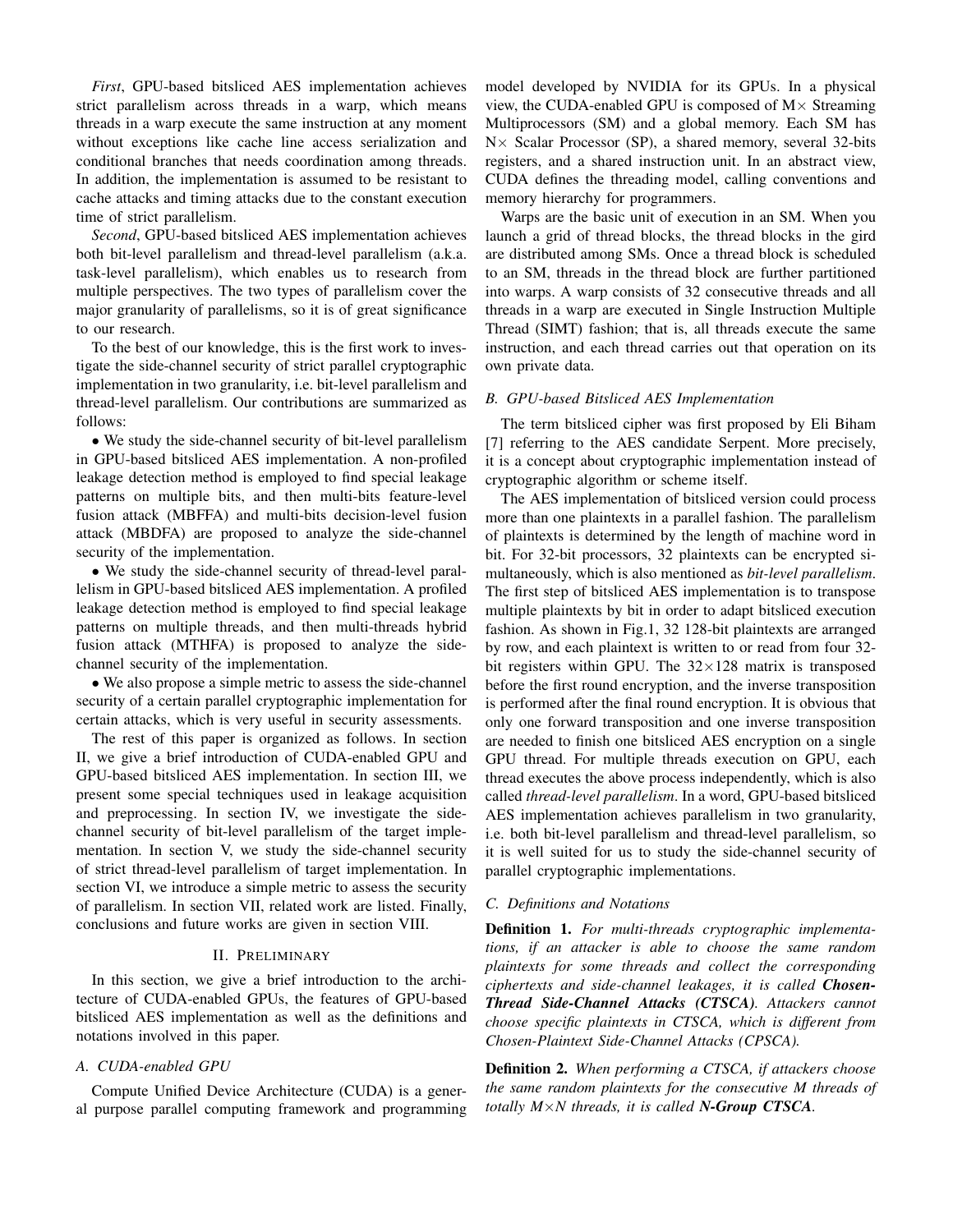*First*, GPU-based bitsliced AES implementation achieves strict parallelism across threads in a warp, which means threads in a warp execute the same instruction at any moment without exceptions like cache line access serialization and conditional branches that needs coordination among threads. In addition, the implementation is assumed to be resistant to cache attacks and timing attacks due to the constant execution time of strict parallelism.

*Second*, GPU-based bitsliced AES implementation achieves both bit-level parallelism and thread-level parallelism (a.k.a. task-level parallelism), which enables us to research from multiple perspectives. The two types of parallelism cover the major granularity of parallelisms, so it is of great significance to our research.

To the best of our knowledge, this is the first work to investigate the side-channel security of strict parallel cryptographic implementation in two granularity, i.e. bit-level parallelism and thread-level parallelism. Our contributions are summarized as follows:

- We study the side-channel security of bit-level parallelism in GPU-based bitsliced AES implementation. A non-profiled leakage detection method is employed to find special leakage patterns on multiple bits, and then multi-bits feature-level fusion attack (MBFFA) and multi-bits decision-level fusion attack (MBDFA) are proposed to analyze the side-channel security of the implementation.
- We study the side-channel security of thread-level parallelism in GPU-based bitsliced AES implementation. A profiled leakage detection method is employed to find special leakage patterns on multiple threads, and then multi-threads hybrid fusion attack (MTHFA) is proposed to analyze the side-channel security of the implementation.
- We also propose a simple metric to assess the side-channel security of a certain parallel cryptographic implementation for certain attacks, which is very useful in security assessments.

The rest of this paper is organized as follows. In section II, we give a brief introduction of CUDA-enabled GPU and GPU-based bitsliced AES implementation. In section III, we present some special techniques used in leakage acquisition and preprocessing. In section IV, we investigate the side-channel security of bit-level parallelism of the target implementation. In section V, we study the side-channel security of strict thread-level parallelism of target implementation. In section VI, we introduce a simple metric to assess the security of parallelism. In section VII, related work are listed. Finally, conclusions and future works are given in section VIII.

## II. Preliminary

In this section, we give a brief introduction to the architecture of CUDA-enabled GPUs, the features of GPU-based bitsliced AES implementation as well as the definitions and notations involved in this paper.

### A. CUDA-enabled GPU

Compute Unified Device Architecture (CUDA) is a general purpose parallel computing framework and programming model developed by NVIDIA for its GPUs. In a physical view, the CUDA-enabled GPU is composed of M$\times$ Streaming Multiprocessors (SM) and a global memory. Each SM has N$\times$ Scalar Processor (SP), a shared memory, several 32-bits registers, and a shared instruction unit. In an abstract view, CUDA defines the threading model, calling conventions and memory hierarchy for programmers.

Warps are the basic unit of execution in an SM. When you launch a grid of thread blocks, the thread blocks in the gird are distributed among SMs. Once a thread block is scheduled to an SM, threads in the thread block are further partitioned into warps. A warp consists of 32 consecutive threads and all threads in a warp are executed in Single Instruction Multiple Thread (SIMT) fashion; that is, all threads execute the same instruction, and each thread carries out that operation on its own private data.

### B. GPU-based Bitsliced AES Implementation

The term bitsliced cipher was first proposed by Eli Biham [7] referring to the AES candidate Serpent. More precisely, it is a concept about cryptographic implementation instead of cryptographic algorithm or scheme itself.

The AES implementation of bitsliced version could process more than one plaintexts in a parallel fashion. The parallelism of plaintexts is determined by the length of machine word in bit. For 32-bit processors, 32 plaintexts can be encrypted simultaneously, which is also mentioned as *bit-level parallelism*. The first step of bitsliced AES implementation is to transpose multiple plaintexts by bit in order to adapt bitsliced execution fashion. As shown in Fig.1, 32 128-bit plaintexts are arranged by row, and each plaintext is written to or read from four 32-bit registers within GPU. The $32\times128$ matrix is transposed before the first round encryption, and the inverse transposition is performed after the final round encryption. It is obvious that only one forward transposition and one inverse transposition are needed to finish one bitsliced AES encryption on a single GPU thread. For multiple threads execution on GPU, each thread executes the above process independently, which is also called *thread-level parallelism*. In a word, GPU-based bitsliced AES implementation achieves parallelism in two granularity, i.e. both bit-level parallelism and thread-level parallelism, so it is well suited for us to study the side-channel security of parallel cryptographic implementations.

### C. Definitions and Notations

**Definition 1.** *For multi-threads cryptographic implementations, if an attacker is able to choose the same random plaintexts for some threads and collect the corresponding ciphertexts and side-channel leakages, it is called* ***Chosen-Thread Side-Channel Attacks (CTSCA)****. Attackers cannot choose specific plaintexts in CTSCA, which is different from Chosen-Plaintext Side-Channel Attacks (CPSCA).*

**Definition 2.** *When performing a CTSCA, if attackers choose the same random plaintexts for the consecutive M threads of totally M$\times$N threads, it is called* ***N-Group CTSCA****.*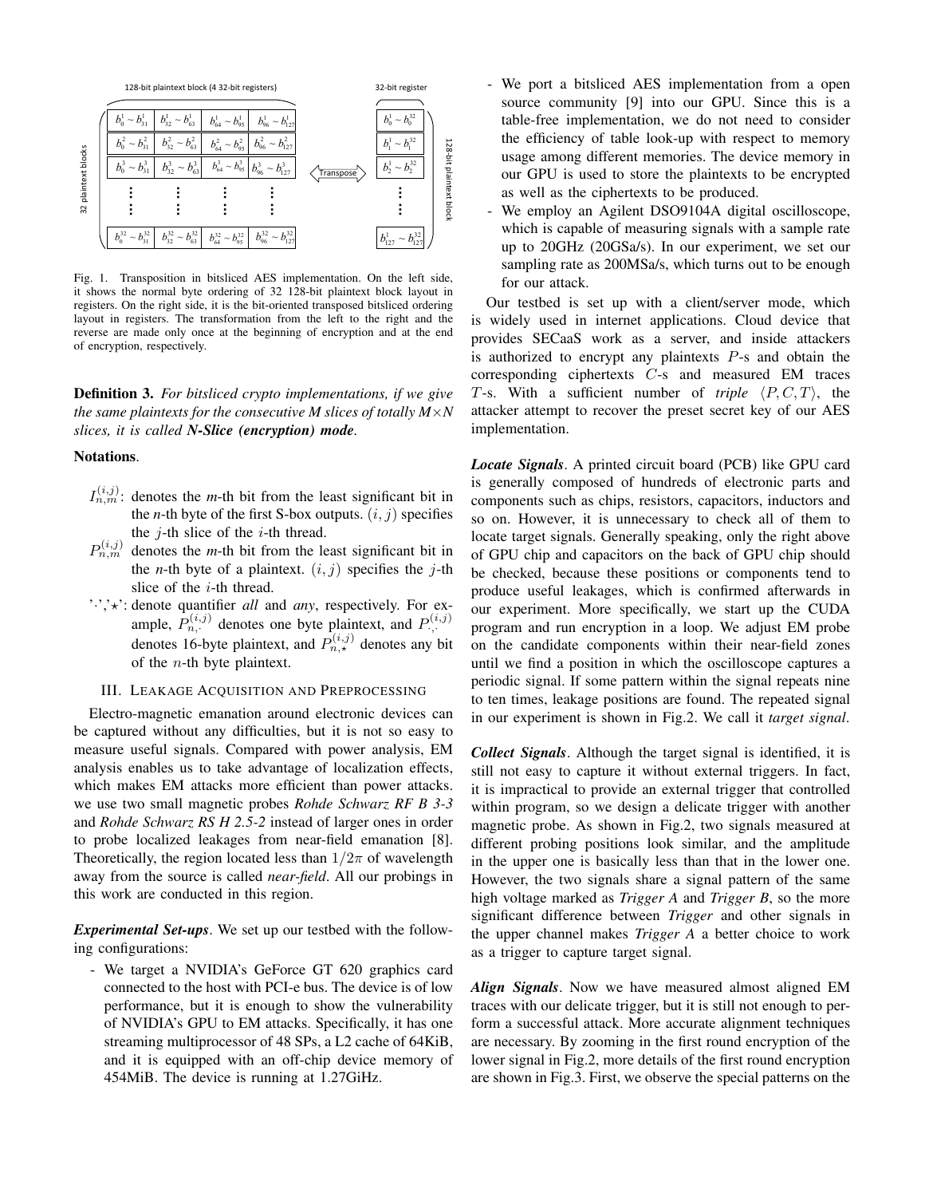Fig. 1. Transposition in bitsliced AES implementation. On the left side, it shows the normal byte ordering of 32 128-bit plaintext block layout in registers. On the right side, it is the bit-oriented transposed bitsliced ordering layout in registers. The transformation from the left to the right and the reverse are made only once at the beginning of encryption and at the end of encryption, respectively.

**Definition 3.** *For bitsliced crypto implementations, if we give the same plaintexts for the consecutive M slices of totally M×N slices, it is called **N-Slice (encryption) mode**.*

**Notations**.

- $I_{n,m}^{(i,j)}$: denotes the *m*-th bit from the least significant bit in the *n*-th byte of the first S-box outputs. $(i,j)$ specifies the $j$-th slice of the $i$-th thread.
- $P_{n,m}^{(i,j)}$ denotes the *m*-th bit from the least significant bit in the *n*-th byte of a plaintext. $(i,j)$ specifies the $j$-th slice of the $i$-th thread.
- '$\cdot$','$\star$': denote quantifier *all* and *any*, respectively. For example, $P_{n,\cdot}^{(i,j)}$ denotes one byte plaintext, and $P_{\cdot,\cdot}^{(i,j)}$ denotes 16-byte plaintext, and $P_{n,\star}^{(i,j)}$ denotes any bit of the $n$-th byte plaintext.

## III. Leakage Acquisition and Preprocessing

Electro-magnetic emanation around electronic devices can be captured without any difficulties, but it is not so easy to measure useful signals. Compared with power analysis, EM analysis enables us to take advantage of localization effects, which makes EM attacks more efficient than power attacks. we use two small magnetic probes *Rohde Schwarz RF B 3-3* and *Rohde Schwarz RS H 2.5-2* instead of larger ones in order to probe localized leakages from near-field emanation [8]. Theoretically, the region located less than $1/2\pi$ of wavelength away from the source is called *near-field*. All our probings in this work are conducted in this region.

***Experimental Set-ups***. We set up our testbed with the following configurations:

- We target a NVIDIA's GeForce GT 620 graphics card connected to the host with PCI-e bus. The device is of low performance, but it is enough to show the vulnerability of NVIDIA's GPU to EM attacks. Specifically, it has one streaming multiprocessor of 48 SPs, a L2 cache of 64KiB, and it is equipped with an off-chip device memory of 454MiB. The device is running at 1.27GHz.
- We port a bitsliced AES implementation from a open source community [9] into our GPU. Since this is a table-free implementation, we do not need to consider the efficiency of table look-up with respect to memory usage among different memories. The device memory in our GPU is used to store the plaintexts to be encrypted as well as the ciphertexts to be produced.
- We employ an Agilent DSO9104A digital oscilloscope, which is capable of measuring signals with a sample rate up to 20GHz (20GSa/s). In our experiment, we set our sampling rate as 200MSa/s, which turns out to be enough for our attack.

Our testbed is set up with a client/server mode, which is widely used in internet applications. Cloud device that provides SECaaS work as a server, and inside attackers is authorized to encrypt any plaintexts $P$-s and obtain the corresponding ciphertexts $C$-s and measured EM traces $T$-s. With a sufficient number of *triple* $\langle P, C, T\rangle$, the attacker attempt to recover the preset secret key of our AES implementation.

***Locate Signals***. A printed circuit board (PCB) like GPU card is generally composed of hundreds of electronic parts and components such as chips, resistors, capacitors, inductors and so on. However, it is unnecessary to check all of them to locate target signals. Generally speaking, only the right above of GPU chip and capacitors on the back of GPU chip should be checked, because these positions or components tend to produce useful leakages, which is confirmed afterwards in our experiment. More specifically, we start up the CUDA program and run encryption in a loop. We adjust EM probe on the candidate components within their near-field zones until we find a position in which the oscilloscope captures a periodic signal. If some pattern within the signal repeats nine to ten times, leakage positions are found. The repeated signal in our experiment is shown in Fig.2. We call it *target signal*.

***Collect Signals***. Although the target signal is identified, it is still not easy to capture it without external triggers. In fact, it is impractical to provide an external trigger that controlled within program, so we design a delicate trigger with another magnetic probe. As shown in Fig.2, two signals measured at different probing positions look similar, and the amplitude in the upper one is basically less than that in the lower one. However, the two signals share a signal pattern of the same high voltage marked as *Trigger A* and *Trigger B*, so the more significant difference between *Trigger* and other signals in the upper channel makes *Trigger A* a better choice to work as a trigger to capture target signal.

***Align Signals***. Now we have measured almost aligned EM traces with our delicate trigger, but it is still not enough to perform a successful attack. More accurate alignment techniques are necessary. By zooming in the first round encryption of the lower signal in Fig.2, more details of the first round encryption are shown in Fig.3. First, we observe the special patterns on the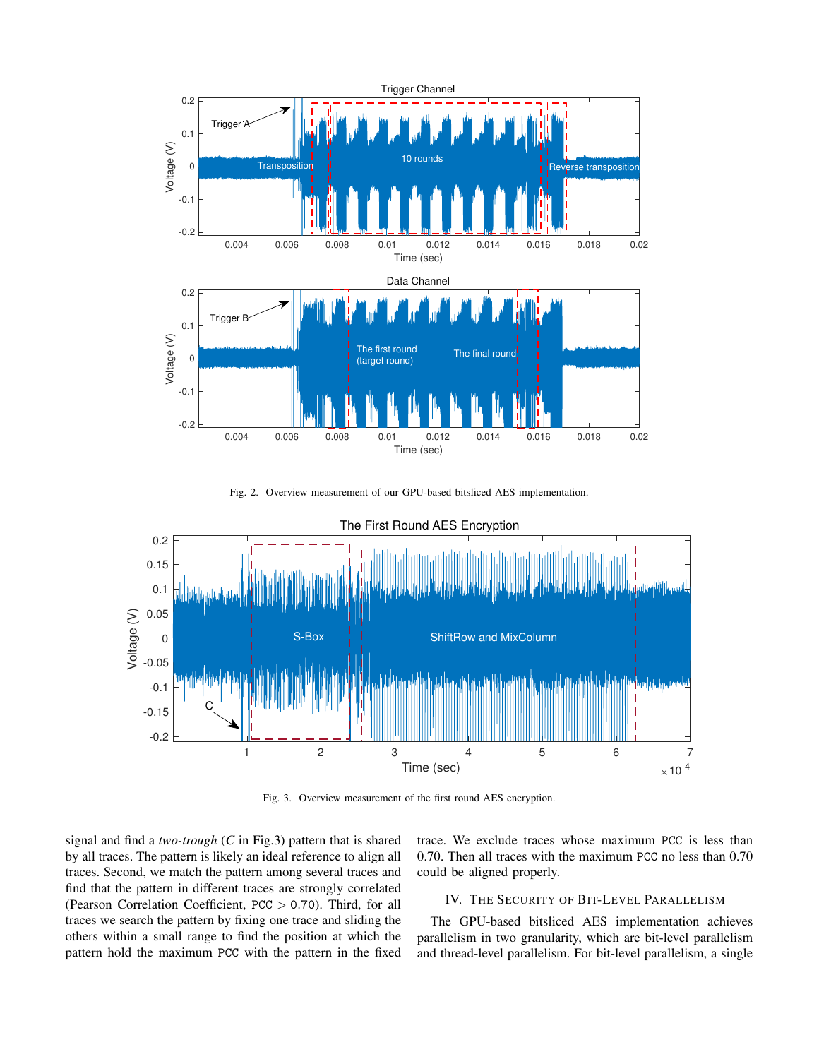Fig. 2. Overview measurement of our GPU-based bitsliced AES implementation.

Fig. 3. Overview measurement of the first round AES encryption.

signal and find a *two-trough* ($C$ in Fig.3) pattern that is shared by all traces. The pattern is likely an ideal reference to align all traces. Second, we match the pattern among several traces and find that the pattern in different traces are strongly correlated (Pearson Correlation Coefficient, PCC $> 0.70$). Third, for all traces we search the pattern by fixing one trace and sliding the others within a small range to find the position at which the pattern hold the maximum PCC with the pattern in the fixed trace. We exclude traces whose maximum PCC is less than 0.70. Then all traces with the maximum PCC no less than 0.70 could be aligned properly.

## IV. The Security of Bit-Level Parallelism

The GPU-based bitsliced AES implementation achieves parallelism in two granularity, which are bit-level parallelism and thread-level parallelism. For bit-level parallelism, a single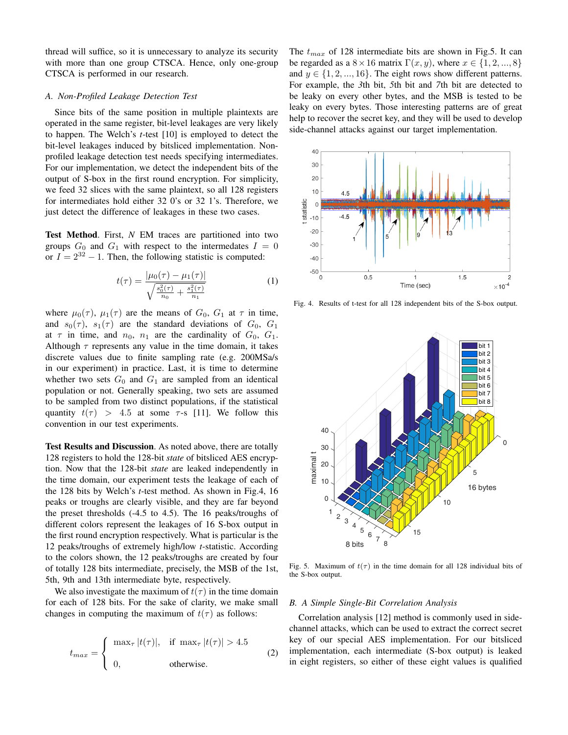thread will suffice, so it is unnecessary to analyze its security with more than one group CTSCA. Hence, only one-group CTSCA is performed in our research.

### A. Non-Profiled Leakage Detection Test

Since bits of the same position in multiple plaintexts are operated in the same register, bit-level leakages are very likely to happen. The Welch's *t*-test [10] is employed to detect the bit-level leakages induced by bitsliced implementation. Non-profiled leakage detection test needs specifying intermediates. For our implementation, we detect the independent bits of the output of S-box in the first round encryption. For simplicity, we feed 32 slices with the same plaintext, so all 128 registers for intermediates hold either 32 0's or 32 1's. Therefore, we just detect the difference of leakages in these two cases.

**Test Method**. First, $N$ EM traces are partitioned into two groups $G_0$ and $G_1$ with respect to the intermedates $I = 0$ or $I = 2^{32} - 1$. Then, the following statistic is computed:

$$t(\tau) = \frac{|\mu_0(\tau) - \mu_1(\tau)|}{\sqrt{\frac{s_0^2(\tau)}{n_0} + \frac{s_1^2(\tau)}{n_1}}} \tag{1}$$

where $\mu_0(\tau)$, $\mu_1(\tau)$ are the means of $G_0$, $G_1$ at $\tau$ in time, and $s_0(\tau)$, $s_1(\tau)$ are the standard deviations of $G_0$, $G_1$ at $\tau$ in time, and $n_0$, $n_1$ are the cardinality of $G_0$, $G_1$. Although $\tau$ represents any value in the time domain, it takes discrete values due to finite sampling rate (e.g. 200MSa/s in our experiment) in practice. Last, it is time to determine whether two sets $G_0$ and $G_1$ are sampled from an identical population or not. Generally speaking, two sets are assumed to be sampled from two distinct populations, if the statistical quantity $t(\tau) > 4.5$ at some $\tau$-s [11]. We follow this convention in our test experiments.

**Test Results and Discussion**. As noted above, there are totally 128 registers to hold the 128-bit *state* of bitsliced AES encryption. Now that the 128-bit *state* are leaked independently in the time domain, our experiment tests the leakage of each of the 128 bits by Welch's *t*-test method. As shown in Fig.4, 16 peaks or troughs are clearly visible, and they are far beyond the preset thresholds (-4.5 to 4.5). The 16 peaks/troughs of different colors represent the leakages of 16 S-box output in the first round encryption respectively. What is particular is the 12 peaks/troughs of extremely high/low *t*-statistic. According to the colors shown, the 12 peaks/troughs are created by four of totally 128 bits intermediate, precisely, the MSB of the 1st, 5th, 9th and 13th intermediate byte, respectively.

We also investigate the maximum of $t(\tau)$ in the time domain for each of 128 bits. For the sake of clarity, we make small changes in computing the maximum of $t(\tau)$ as follows:

$$t_{max} = \begin{cases} \max_\tau |t(\tau)|, & \text{if } \max_\tau |t(\tau)| > 4.5 \\ 0, & \text{otherwise.} \end{cases} \tag{2}$$

The $t_{max}$ of 128 intermediate bits are shown in Fig.5. It can be regarded as a $8 \times 16$ matrix $\Gamma(x, y)$, where $x \in \{1, 2, ..., 8\}$ and $y \in \{1, 2, ..., 16\}$. The eight rows show different patterns. For example, the *3*th bit, *5*th bit and *7*th bit are detected to be leaky on every other bytes, and the MSB is tested to be leaky on every bytes. Those interesting patterns are of great help to recover the secret key, and they will be used to develop side-channel attacks against our target implementation.

Fig. 4. Results of t-test for all 128 independent bits of the S-box output.

Fig. 5. Maximum of $t(\tau)$ in the time domain for all 128 individual bits of the S-box output.

### B. A Simple Single-Bit Correlation Analysis

Correlation analysis [12] method is commonly used in side-channel attacks, which can be used to extract the correct secret key of our special AES implementation. For our bitsliced implementation, each intermediate (S-box output) is leaked in eight registers, so either of these eight values is qualified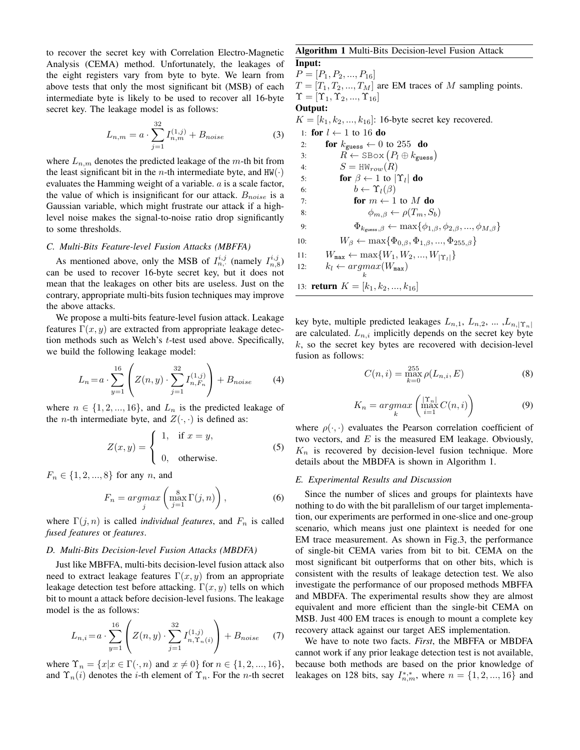to recover the secret key with Correlation Electro-Magnetic Analysis (CEMA) method. Unfortunately, the leakages of the eight registers vary from byte to byte. We learn from above tests that only the most significant bit (MSB) of each intermediate byte is likely to be used to recover all 16-byte secret key. The leakage model is as follows:

$$L_{n,m} = a \cdot \sum_{j=1}^{32} I_{n,m}^{(1,j)} + B_{noise} \tag{3}$$

where $L_{n,m}$ denotes the predicted leakage of the $m$-th bit from the least significant bit in the $n$-th intermediate byte, and $\mathtt{HW}(\cdot)$ evaluates the Hamming weight of a variable. $a$ is a scale factor, the value of which is insignificant for our attack. $B_{noise}$ is a Gaussian variable, which might frustrate our attack if a high-level noise makes the signal-to-noise ratio drop significantly to some thresholds.

### C. Multi-Bits Feature-level Fusion Attacks (MBFFA)

As mentioned above, only the MSB of $I_{n,\cdot}^{i,j}$ (namely $I_{n,8}^{i,j}$) can be used to recover 16-byte secret key, but it does not mean that the leakages on other bits are useless. Just on the contrary, appropriate multi-bits fusion techniques may improve the above attacks.

We propose a multi-bits feature-level fusion attack. Leakage features $\Gamma(x, y)$ are extracted from appropriate leakage detection methods such as Welch's $t$-test used above. Specifically, we build the following leakage model:

$$L_n = a \cdot \sum_{y=1}^{16} \left( Z(n, y) \cdot \sum_{j=1}^{32} I_{n,F_n}^{(1,j)} \right) + B_{noise} \tag{4}$$

where $n \in \{1, 2, ..., 16\}$, and $L_n$ is the predicted leakage of the $n$-th intermediate byte, and $Z(\cdot, \cdot)$ is defined as:

$$Z(x, y) = \begin{cases} 1, & \text{if } x = y, \\ 0, & \text{otherwise.} \end{cases} \tag{5}$$

$F_n \in \{1, 2, ..., 8\}$ for any $n$, and

$$F_n = \underset{j}{argmax} \left( \max_{j=1}^{8} \Gamma(j, n) \right), \tag{6}$$

where $\Gamma(j, n)$ is called *individual features*, and $F_n$ is called *fused features* or *features*.

### D. Multi-Bits Decision-level Fusion Attacks (MBDFA)

Just like MBFFA, multi-bits decision-level fusion attack also need to extract leakage features $\Gamma(x, y)$ from an appropriate leakage detection test before attacking. $\Gamma(x, y)$ tells on which bit to mount a attack before decision-level fusions. The leakage model is the as follows:

$$L_{n,i} = a \cdot \sum_{y=1}^{16} \left( Z(n, y) \cdot \sum_{j=1}^{32} I_{n,\Upsilon_n(i)}^{(1,j)} \right) + B_{noise} \tag{7}$$

where $\Upsilon_n = \{x | x \in \Gamma(\cdot, n) \text{ and } x \neq 0\}$ for $n \in \{1, 2, ..., 16\}$, and $\Upsilon_n(i)$ denotes the $i$-th element of $\Upsilon_n$. For the $n$-th secret key byte, multiple predicted leakages $L_{n,1}$, $L_{n,2}$, ... ,$L_{n,|\Upsilon_n|}$ are calculated. $L_{n,i}$ implicitly depends on the secret key byte $k$, so the secret key bytes are recovered with decision-level fusion as follows:

$$C(n, i) = \max_{k=0}^{255} \rho(L_{n,i}, E) \tag{8}$$

$$K_n = \underset{k}{argmax} \left( \max_{i=1}^{|\Upsilon_n|} C(n, i) \right) \tag{9}$$

where $\rho(\cdot, \cdot)$ evaluates the Pearson correlation coefficient of two vectors, and $E$ is the measured EM leakage. Obviously, $K_n$ is recovered by decision-level fusion technique. More details about the MBDFA is shown in Algorithm 1.

**Algorithm 1** Multi-Bits Decision-level Fusion Attack

**Input:**
$P = [P_1, P_2, ..., P_{16}]$
$T = [T_1, T_2, ..., T_M]$ are EM traces of $M$ sampling points.
$\Upsilon = [\Upsilon_1, \Upsilon_2, ..., \Upsilon_{16}]$

**Output:**
$K = [k_1, k_2, ..., k_{16}]$: 16-byte secret key recovered.

```
1:  for l ← 1 to 16 do
2:      for k_guess ← 0 to 255 do
3:          R ← SBox(P_l ⊕ k_guess)
4:          S = HW_row(R)
5:          for β ← 1 to |Υ_l| do
6:              b ← Υ_l(β)
7:              for m ← 1 to M do
8:                  φ_{m,β} ← ρ(T_m, S_b)
9:              Φ_{k_guess,β} ← max{φ_{1,β}, φ_{2,β}, ..., φ_{M,β}}
10:         W_β ← max{Φ_{0,β}, Φ_{1,β}, ..., Φ_{255,β}}
11:     W_max ← max{W_1, W_2, ..., W_{|Υ_l|}}
12:     k_l ← argmax_k(W_max)
13: return K = [k_1, k_2, ..., k_16]
```

### E. Experimental Results and Discussion

Since the number of slices and groups for plaintexts have nothing to do with the bit parallelism of our target implementation, our experiments are performed in one-slice and one-group scenario, which means just one plaintext is needed for one EM trace measurement. As shown in Fig.3, the performance of single-bit CEMA varies from bit to bit. CEMA on the most significant bit outperforms that on other bits, which is consistent with the results of leakage detection test. We also investigate the performance of our proposed methods MBFFA and MBDFA. The experimental results show they are almost equivalent and more efficient than the single-bit CEMA on MSB. Just 400 EM traces is enough to mount a complete key recovery attack against our target AES implementation.

We have to note two facts. *First*, the MBFFA or MBDFA cannot work if any prior leakage detection test is not available, because both methods are based on the prior knowledge of leakages on 128 bits, say $I_{n,m}^{*,*}$, where $n = \{1, 2, ..., 16\}$ and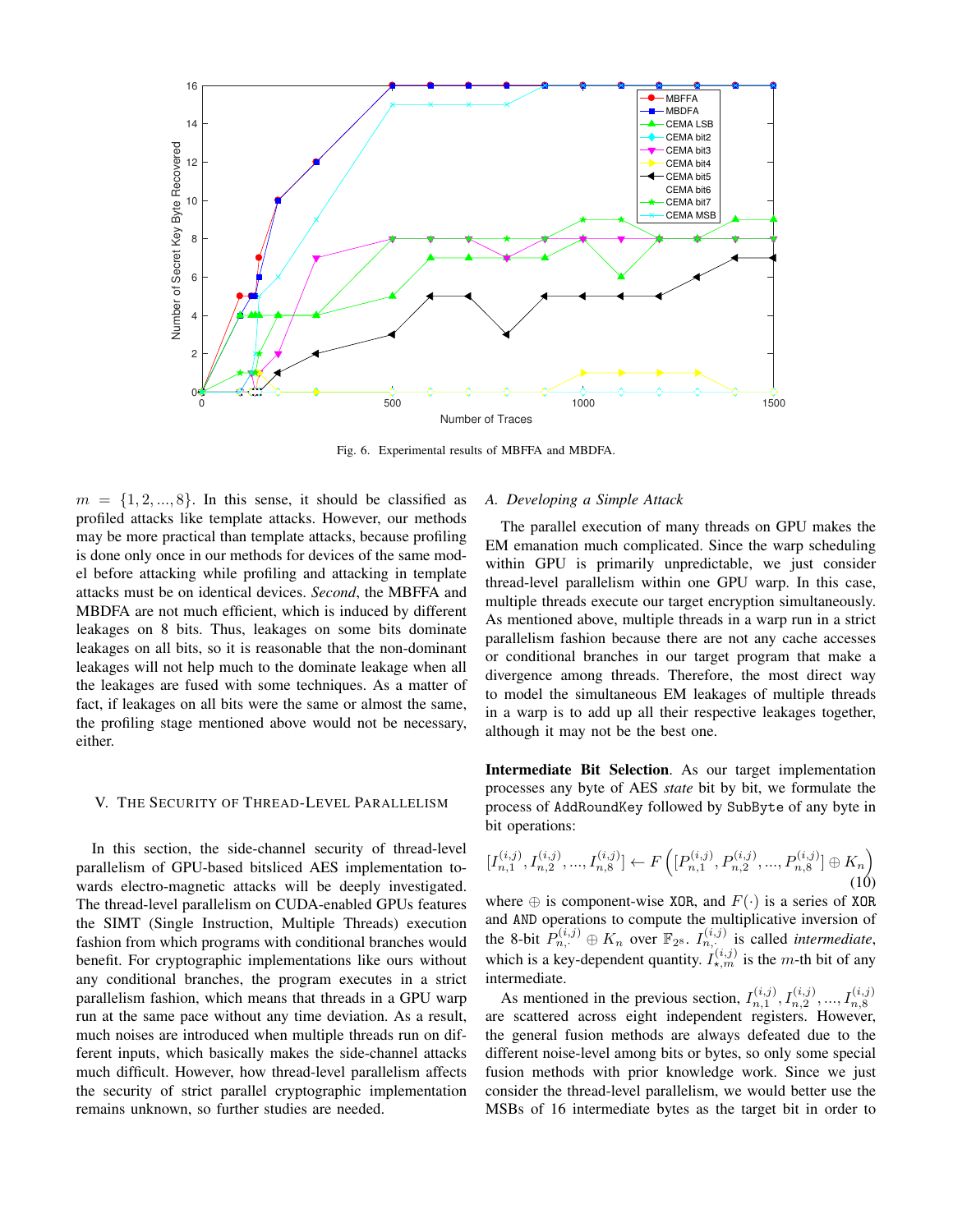Fig. 6. Experimental results of MBFFA and MBDFA.

$m = \{1, 2, ..., 8\}$. In this sense, it should be classified as profiled attacks like template attacks. However, our methods may be more practical than template attacks, because profiling is done only once in our methods for devices of the same model before attacking while profiling and attacking in template attacks must be on identical devices. *Second*, the MBFFA and MBDFA are not much efficient, which is induced by different leakages on 8 bits. Thus, leakages on some bits dominate leakages on all bits, so it is reasonable that the non-dominant leakages will not help much to the dominate leakage when all the leakages are fused with some techniques. As a matter of fact, if leakages on all bits were the same or almost the same, the profiling stage mentioned above would not be necessary, either.

## V. The Security of Thread-Level Parallelism

In this section, the side-channel security of thread-level parallelism of GPU-based bitsliced AES implementation towards electro-magnetic attacks will be deeply investigated. The thread-level parallelism on CUDA-enabled GPUs features the SIMT (Single Instruction, Multiple Threads) execution fashion from which programs with conditional branches would benefit. For cryptographic implementations like ours without any conditional branches, the program executes in a strict parallelism fashion, which means that threads in a GPU warp run at the same pace without any time deviation. As a result, much noises are introduced when multiple threads run on different inputs, which basically makes the side-channel attacks much difficult. However, how thread-level parallelism affects the security of strict parallel cryptographic implementation remains unknown, so further studies are needed.

### A. Developing a Simple Attack

The parallel execution of many threads on GPU makes the EM emanation much complicated. Since the warp scheduling within GPU is primarily unpredictable, we just consider thread-level parallelism within one GPU warp. In this case, multiple threads execute our target encryption simultaneously. As mentioned above, multiple threads in a warp run in a strict parallelism fashion because there are not any cache accesses or conditional branches in our target program that make a divergence among threads. Therefore, the most direct way to model the simultaneous EM leakages of multiple threads in a warp is to add up all their respective leakages together, although it may not be the best one.

**Intermediate Bit Selection**. As our target implementation processes any byte of AES *state* bit by bit, we formulate the process of AddRoundKey followed by SubByte of any byte in bit operations:

$$[I_{n,1}^{(i,j)}, I_{n,2}^{(i,j)}, ..., I_{n,8}^{(i,j)}] \leftarrow F\left([P_{n,1}^{(i,j)}, P_{n,2}^{(i,j)}, ..., P_{n,8}^{(i,j)}] \oplus K_n\right) \tag{10}$$

where $\oplus$ is component-wise XOR, and $F(\cdot)$ is a series of XOR and AND operations to compute the multiplicative inversion of the 8-bit $P_{n,\cdot}^{(i,j)} \oplus K_n$ over $\mathbb{F}_{2^8}$. $I_{n,\cdot}^{(i,j)}$ is called *intermediate*, which is a key-dependent quantity. $I_{\star,m}^{(i,j)}$ is the $m$-th bit of any intermediate.

As mentioned in the previous section, $I_{n,1}^{(i,j)}, I_{n,2}^{(i,j)}, ..., I_{n,8}^{(i,j)}$ are scattered across eight independent registers. However, the general fusion methods are always defeated due to the different noise-level among bits or bytes, so only some special fusion methods with prior knowledge work. Since we just consider the thread-level parallelism, we would better use the MSBs of 16 intermediate bytes as the target bit in order to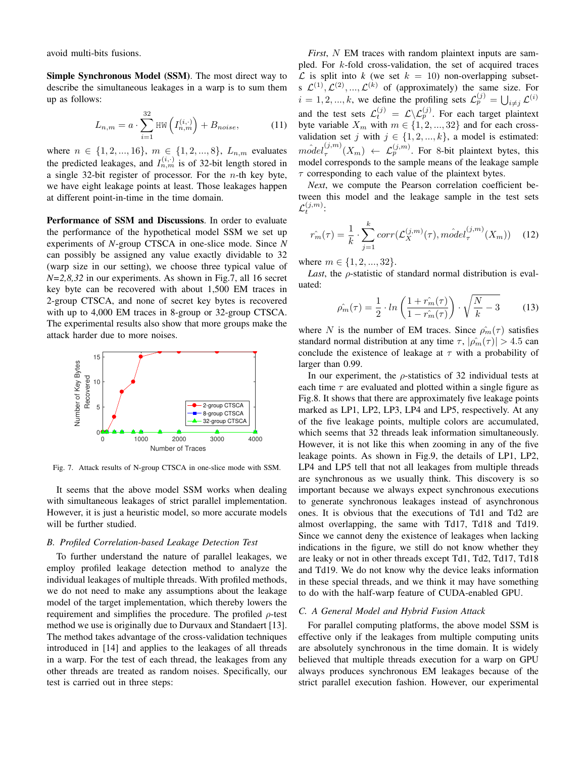avoid multi-bits fusions.

**Simple Synchronous Model (SSM)**. The most direct way to describe the simultaneous leakages in a warp is to sum them up as follows:

$$L_{n,m} = a \cdot \sum_{i=1}^{32} \mathtt{HW}\left(I_{n,m}^{(i,\cdot)}\right) + B_{noise}, \tag{11}$$

where $n \in \{1,2,...,16\}$, $m \in \{1,2,...,8\}$, $L_{n,m}$ evaluates the predicted leakages, and $I_{n,m}^{(i,\cdot)}$ is of 32-bit length stored in a single 32-bit register of processor. For the $n$-th key byte, we have eight leakage points at least. Those leakages happen at different point-in-time in the time domain.

**Performance of SSM and Discussions**. In order to evaluate the performance of the hypothetical model SSM we set up experiments of $N$-group CTSCA in one-slice mode. Since $N$ can possibly be assigned any value exactly dividable to 32 (warp size in our setting), we choose three typical value of *N=2,8,32* in our experiments. As shown in Fig.7, all 16 secret key byte can be recovered with about 1,500 EM traces in 2-group CTSCA, and none of secret key bytes is recovered with up to 4,000 EM traces in 8-group or 32-group CTSCA. The experimental results also show that more groups make the attack harder due to more noises.

Fig. 7. Attack results of N-group CTSCA in one-slice mode with SSM.

It seems that the above model SSM works when dealing with simultaneous leakages of strict parallel implementation. However, it is just a heuristic model, so more accurate models will be further studied.

### *B. Profiled Correlation-based Leakage Detection Test*

To further understand the nature of parallel leakages, we employ profiled leakage detection method to analyze the individual leakages of multiple threads. With profiled methods, we do not need to make any assumptions about the leakage model of the target implementation, which thereby lowers the requirement and simplifies the procedure. The profiled $\rho$-test method we use is originally due to Durvaux and Standaert [13]. The method takes advantage of the cross-validation techniques introduced in [14] and applies to the leakages of all threads in a warp. For the test of each thread, the leakages from any other threads are treated as random noises. Specifically, our test is carried out in three steps:

*First*, $N$ EM traces with random plaintext inputs are sampled. For $k$-fold cross-validation, the set of acquired traces $\mathcal{L}$ is split into $k$ (we set $k = 10$) non-overlapping subsets $\mathcal{L}^{(1)}, \mathcal{L}^{(2)}, ..., \mathcal{L}^{(k)}$ of (approximately) the same size. For $i = 1,2,...,k$, we define the profiling sets $\mathcal{L}_p^{(j)} = \bigcup_{i \neq j} \mathcal{L}^{(i)}$ and the test sets $\mathcal{L}_t^{(j)} = \mathcal{L} \backslash \mathcal{L}_p^{(j)}$. For each target plaintext byte variable $X_m$ with $m \in \{1,2,...,32\}$ and for each cross-validation set $j$ with $j \in \{1,2,...,k\}$, a model is estimated: $\hat{model}_\tau^{(j,m)}(X_m) \leftarrow \mathcal{L}_p^{(j,m)}$. For 8-bit plaintext bytes, this model corresponds to the sample means of the leakage sample $\tau$ corresponding to each value of the plaintext bytes.

*Next*, we compute the Pearson correlation coefficient between this model and the leakage sample in the test sets $\mathcal{L}_t^{(j,m)}$:

$$\hat{r_m}(\tau) = \frac{1}{k} \cdot \sum_{j=1}^{k} corr(\mathcal{L}_X^{(j,m)}(\tau), \hat{model}_\tau^{(j,m)}(X_m)) \tag{12}$$

where $m \in \{1,2,...,32\}$.

*Last*, the $\rho$-statistic of standard normal distribution is evaluated:

$$\hat{\rho_m}(\tau) = \frac{1}{2} \cdot ln\left(\frac{1+\hat{r_m}(\tau)}{1-\hat{r_m}(\tau)}\right) \cdot \sqrt{\frac{N}{k} - 3} \tag{13}$$

where $N$ is the number of EM traces. Since $\hat{\rho_m}(\tau)$ satisfies standard normal distribution at any time $\tau$, $|\hat{\rho_m}(\tau)| > 4.5$ can conclude the existence of leakage at $\tau$ with a probability of larger than 0.99.

In our experiment, the $\rho$-statistics of 32 individual tests at each time $\tau$ are evaluated and plotted within a single figure as Fig.8. It shows that there are approximately five leakage points marked as LP1, LP2, LP3, LP4 and LP5, respectively. At any of the five leakage points, multiple colors are accumulated, which seems that 32 threads leak information simultaneously. However, it is not like this when zooming in any of the five leakage points. As shown in Fig.9, the details of LP1, LP2, LP4 and LP5 tell that not all leakages from multiple threads are synchronous as we usually think. This discovery is so important because we always expect synchronous executions to generate synchronous leakages instead of asynchronous ones. It is obvious that the executions of Td1 and Td2 are almost overlapping, the same with Td17, Td18 and Td19. Since we cannot deny the existence of leakages when lacking indications in the figure, we still do not know whether they are leaky or not in other threads except Td1, Td2, Td17, Td18 and Td19. We do not know why the device leaks information in these special threads, and we think it may have something to do with the half-warp feature of CUDA-enabled GPU.

### *C. A General Model and Hybrid Fusion Attack*

For parallel computing platforms, the above model SSM is effective only if the leakages from multiple computing units are absolutely synchronous in the time domain. It is widely believed that multiple threads execution for a warp on GPU always produces synchronous EM leakages because of the strict parallel execution fashion. However, our experimental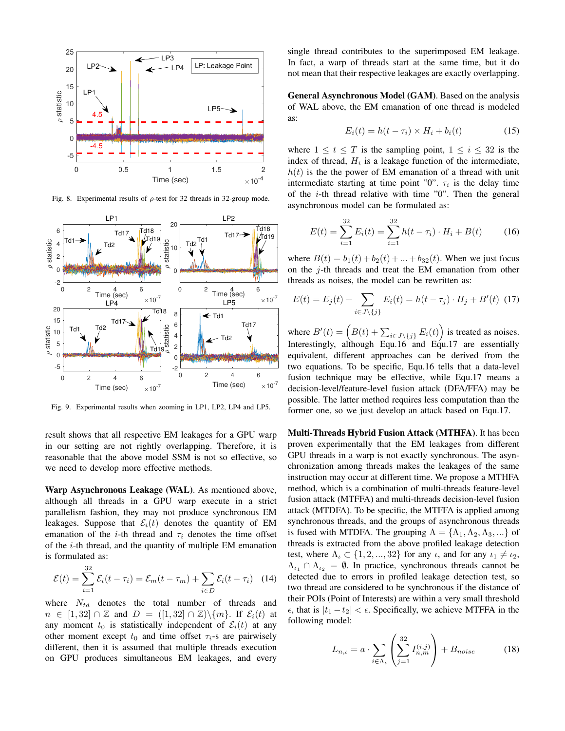Fig. 8. Experimental results of $\rho$-test for 32 threads in 32-group mode.

Fig. 9. Experimental results when zooming in LP1, LP2, LP4 and LP5.

result shows that all respective EM leakages for a GPU warp in our setting are not rightly overlapping. Therefore, it is reasonable that the above model SSM is not so effective, so we need to develop more effective methods.

**Warp Asynchronous Leakage (WAL)**. As mentioned above, although all threads in a GPU warp execute in a strict parallelism fashion, they may not produce synchronous EM leakages. Suppose that $\mathcal{E}_i(t)$ denotes the quantity of EM emanation of the $i$-th thread and $\tau_i$ denotes the time offset of the $i$-th thread, and the quantity of multiple EM emanation is formulated as:

$$\mathcal{E}(t) = \sum_{i=1}^{32} \mathcal{E}_i(t - \tau_i) = \mathcal{E}_m(t - \tau_m) + \sum_{i \in D} \mathcal{E}_i(t - \tau_i) \quad (14)$$

where $N_{td}$ denotes the total number of threads and $n \in [1, 32] \cap \mathbb{Z}$ and $D = ([1, 32] \cap \mathbb{Z}) \backslash \{m\}$. If $\mathcal{E}_i(t)$ at any moment $t_0$ is statistically independent of $\mathcal{E}_i(t)$ at any other moment except $t_0$ and time offset $\tau_i$-s are pairwisely different, then it is assumed that multiple threads execution on GPU produces simultaneous EM leakages, and every single thread contributes to the superimposed EM leakage. In fact, a warp of threads start at the same time, but it do not mean that their respective leakages are exactly overlapping.

**General Asynchronous Model (GAM)**. Based on the analysis of WAL above, the EM emanation of one thread is modeled as:

$$E_i(t) = h(t - \tau_i) \times H_i + b_i(t) \quad (15)$$

where $1 \leq t \leq T$ is the sampling point, $1 \leq i \leq 32$ is the index of thread, $H_i$ is a leakage function of the intermediate, $h(t)$ is the the power of EM emanation of a thread with unit intermediate starting at time point "0". $\tau_i$ is the delay time of the $i$-th thread relative with time "0". Then the general asynchronous model can be formulated as:

$$E(t) = \sum_{i=1}^{32} E_i(t) = \sum_{i=1}^{32} h(t - \tau_i) \cdot H_i + B(t) \quad (16)$$

where $B(t) = b_1(t) + b_2(t) + ... + b_{32}(t)$. When we just focus on the $j$-th threads and treat the EM emanation from other threads as noises, the model can be rewritten as:

$$E(t) = E_j(t) + \sum_{i \in J \backslash \{j\}} E_i(t) = h(t - \tau_j) \cdot H_j + B'(t) \quad (17)$$

where $B'(t) = \left(B(t) + \sum_{i \in J \backslash \{j\}} E_i(t)\right)$ is treated as noises. Interestingly, although Equ.16 and Equ.17 are essentially equivalent, different approaches can be derived from the two equations. To be specific, Equ.16 tells that a data-level fusion technique may be effective, while Equ.17 means a decision-level/feature-level fusion attack (DFA/FFA) may be possible. The latter method requires less computation than the former one, so we just develop an attack based on Equ.17.

**Multi-Threads Hybrid Fusion Attack (MTHFA)**. It has been proven experimentally that the EM leakages from different GPU threads in a warp is not exactly synchronous. The asynchronization among threads makes the leakages of the same instruction may occur at different time. We propose a MTHFA method, which is a combination of multi-threads feature-level fusion attack (MTFFA) and multi-threads decision-level fusion attack (MTDFA). To be specific, the MTFFA is applied among synchronous threads, and the groups of asynchronous threads is fused with MTDFA. The grouping $\Lambda = \{\Lambda_1, \Lambda_2, \Lambda_3, ...\}$ of threads is extracted from the above profiled leakage detection test, where $\Lambda_\iota \subset \{1, 2, ..., 32\}$ for any $\iota$, and for any $\iota_1 \neq \iota_2$, $\Lambda_{\iota_1} \cap \Lambda_{\iota_2} = \emptyset$. In practice, synchronous threads cannot be detected due to errors in profiled leakage detection test, so two thread are considered to be synchronous if the distance of their POIs (Point of Interests) are within a very small threshold $\epsilon$, that is $|t_1 - t_2| < \epsilon$. Specifically, we achieve MTFFA in the following model:

$$L_{n,\iota} = a \cdot \sum_{i \in \Lambda_\iota} \left( \sum_{j=1}^{32} I_{n,m}^{(i,j)} \right) + B_{noise} \quad (18)$$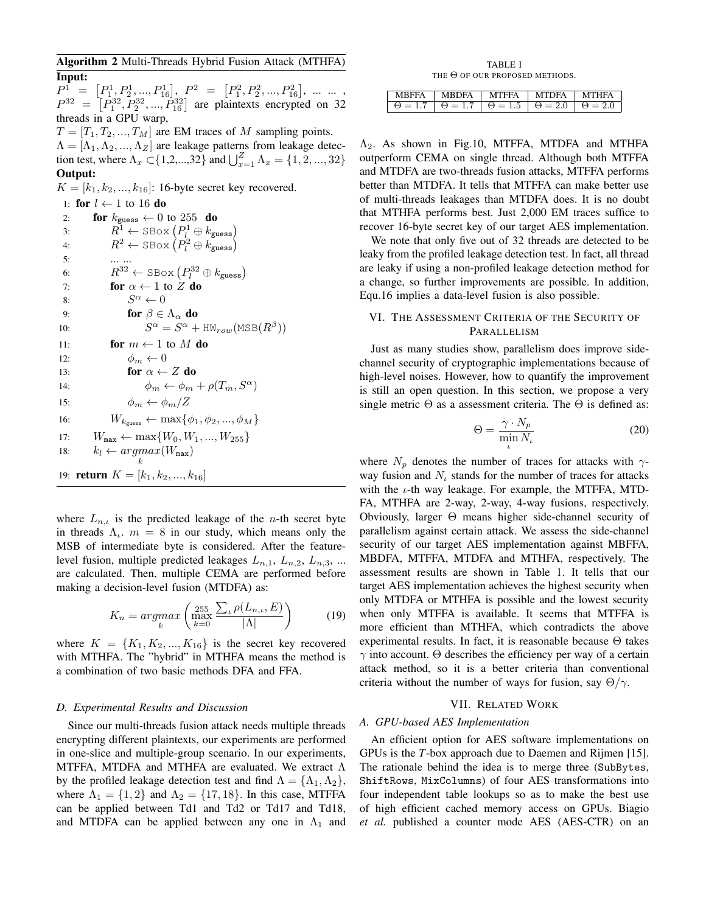**Algorithm 2** Multi-Threads Hybrid Fusion Attack (MTHFA)

**Input:**

$P^1 = [P_1^1, P_2^1, ..., P_{16}^1]$, $P^2 = [P_1^2, P_2^2, ..., P_{16}^2]$, ... ... , $P^{32} = [P_1^{32}, P_2^{32}, ..., P_{16}^{32}]$ are plaintexts encrypted on 32 threads in a GPU warp,

$T = [T_1, T_2, ..., T_M]$ are EM traces of $M$ sampling points.

$\Lambda = [\Lambda_1, \Lambda_2, ..., \Lambda_Z]$ are leakage patterns from leakage detection test, where $\Lambda_x \subset \{1,2,...,32\}$ and $\bigcup_{x=1}^{Z} \Lambda_x = \{1, 2, ..., 32\}$

**Output:**

$K = [k_1, k_2, ..., k_{16}]$: 16-byte secret key recovered.

```
1: for l ← 1 to 16 do
2:     for k_guess ← 0 to 255 do
3:         R^1 ← SBox(P^1_l ⊕ k_guess)
4:         R^2 ← SBox(P^2_l ⊕ k_guess)
5:         ... ...
6:         R^32 ← SBox(P^32_l ⊕ k_guess)
7:         for α ← 1 to Z do
8:             S^α ← 0
9:             for β ∈ Λ_α do
10:                S^α = S^α + HW_row(MSB(R^β))
11:        for m ← 1 to M do
12:            φ_m ← 0
13:            for α ← Z do
14:                φ_m ← φ_m + ρ(T_m, S^α)
15:            φ_m ← φ_m / Z
16:        W_{k_guess} ← max{φ_1, φ_2, ..., φ_M}
17:    W_max ← max{W_0, W_1, ..., W_255}
18:    k_l ← argmax_k(W_max)
19: return K = [k_1, k_2, ..., k_16]
```

where $L_{n,\iota}$ is the predicted leakage of the $n$-th secret byte in threads $\Lambda_\iota$. $m = 8$ in our study, which means only the MSB of intermediate byte is considered. After the feature-level fusion, multiple predicted leakages $L_{n,1}$, $L_{n,2}$, $L_{n,3}$, ... are calculated. Then, multiple CEMA are performed before making a decision-level fusion (MTDFA) as:

$$K_n = \underset{k}{argmax}\left(\max_{k=0}^{255} \frac{\sum_\iota \rho(L_{n,\iota}, E)}{|\Lambda|}\right) \tag{19}$$

where $K = \{K_1, K_2, ..., K_{16}\}$ is the secret key recovered with MTHFA. The "hybrid" in MTHFA means the method is a combination of two basic methods DFA and FFA.

### D. Experimental Results and Discussion

Since our multi-threads fusion attack needs multiple threads encrypting different plaintexts, our experiments are performed in one-slice and multiple-group scenario. In our experiments, MTFFA, MTDFA and MTHFA are evaluated. We extract $\Lambda$ by the profiled leakage detection test and find $\Lambda = \{\Lambda_1, \Lambda_2\}$, where $\Lambda_1 = \{1, 2\}$ and $\Lambda_2 = \{17, 18\}$. In this case, MTFFA can be applied between Td1 and Td2 or Td17 and Td18, and MTDFA can be applied between any one in $\Lambda_1$ and $\Lambda_2$. As shown in Fig.10, MTFFA, MTDFA and MTHFA outperform CEMA on single thread. Although both MTFFA and MTDFA are two-threads fusion attacks, MTFFA performs better than MTDFA. It tells that MTFFA can make better use of multi-threads leakages than MTDFA does. It is no doubt that MTHFA performs best. Just 2,000 EM traces suffice to recover 16-byte secret key of our target AES implementation.

We note that only five out of 32 threads are detected to be leaky from the profiled leakage detection test. In fact, all thread are leaky if using a non-profiled leakage detection method for a change, so further improvements are possible. In addition, Equ.16 implies a data-level fusion is also possible.

TABLE I
THE $\Theta$ OF OUR PROPOSED METHODS.

| MBFFA | MBDFA | MTFFA | MTDFA | MTHFA |
|---|---|---|---|---|
| $\Theta = 1.7$ | $\Theta = 1.7$ | $\Theta = 1.5$ | $\Theta = 2.0$ | $\Theta = 2.0$ |

## VI. The Assessment Criteria of the Security of Parallelism

Just as many studies show, parallelism does improve side-channel security of cryptographic implementations because of high-level noises. However, how to quantify the improvement is still an open question. In this section, we propose a very single metric $\Theta$ as a assessment criteria. The $\Theta$ is defined as:

$$\Theta = \frac{\gamma \cdot N_p}{\min\limits_{\iota} N_\iota} \tag{20}$$

where $N_p$ denotes the number of traces for attacks with $\gamma$-way fusion and $N_\iota$ stands for the number of traces for attacks with the $\iota$-th way leakage. For example, the MTFFA, MTDFA, MTHFA are 2-way, 2-way, 4-way fusions, respectively. Obviously, larger $\Theta$ means higher side-channel security of parallelism against certain attack. We assess the side-channel security of our target AES implementation against MBFFA, MBDFA, MTFFA, MTDFA and MTHFA, respectively. The assessment results are shown in Table 1. It tells that our target AES implementation achieves the highest security when only MTDFA or MTHFA is possible and the lowest security when only MTFFA is available. It seems that MTFFA is more efficient than MTHFA, which contradicts the above experimental results. In fact, it is reasonable because $\Theta$ takes $\gamma$ into account. $\Theta$ describes the efficiency per way of a certain attack method, so it is a better criteria than conventional criteria without the number of ways for fusion, say $\Theta/\gamma$.

## VII. Related Work

### A. GPU-based AES Implementation

An efficient option for AES software implementations on GPUs is the *T*-box approach due to Daemen and Rijmen [15]. The rationale behind the idea is to merge three (SubBytes, ShiftRows, MixColumns) of four AES transformations into four independent table lookups so as to make the best use of high efficient cached memory access on GPUs. Biagio *et al.* published a counter mode AES (AES-CTR) on an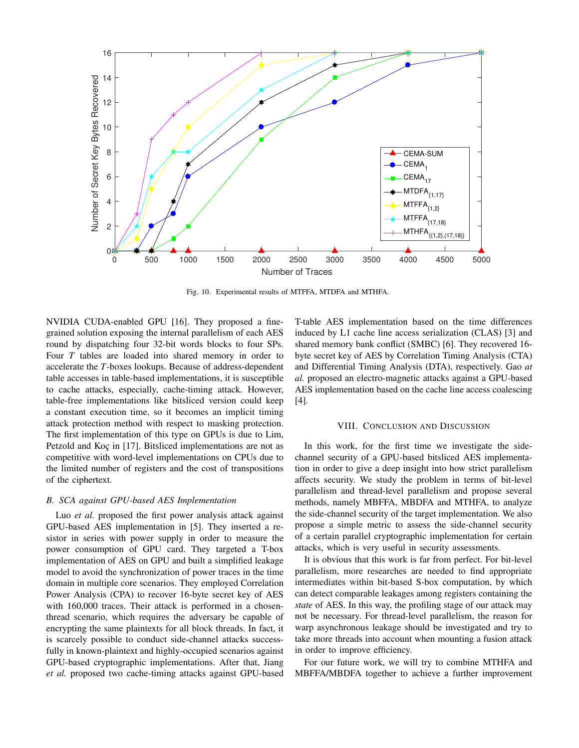Fig. 10. Experimental results of MTFFA, MTDFA and MTHFA.

NVIDIA CUDA-enabled GPU [16]. They proposed a fine-grained solution exposing the internal parallelism of each AES round by dispatching four 32-bit words blocks to four SPs. Four $T$ tables are loaded into shared memory in order to accelerate the $T$-boxes lookups. Because of address-dependent table accesses in table-based implementations, it is susceptible to cache attacks, especially, cache-timing attack. However, table-free implementations like bitsliced version could keep a constant execution time, so it becomes an implicit timing attack protection method with respect to masking protection. The first implementation of this type on GPUs is due to Lim, Petzold and Koç in [17]. Bitsliced implementations are not as competitive with word-level implementations on CPUs due to the limited number of registers and the cost of transpositions of the ciphertext.

### B. SCA against GPU-based AES Implementation

Luo *et al.* proposed the first power analysis attack against GPU-based AES implementation in [5]. They inserted a resistor in series with power supply in order to measure the power consumption of GPU card. They targeted a T-box implementation of AES on GPU and built a simplified leakage model to avoid the synchronization of power traces in the time domain in multiple core scenarios. They employed Correlation Power Analysis (CPA) to recover 16-byte secret key of AES with 160,000 traces. Their attack is performed in a chosen-thread scenario, which requires the adversary be capable of encrypting the same plaintexts for all block threads. In fact, it is scarcely possible to conduct side-channel attacks successfully in known-plaintext and highly-occupied scenarios against GPU-based cryptographic implementations. After that, Jiang *et al.* proposed two cache-timing attacks against GPU-based T-table AES implementation based on the time differences induced by L1 cache line access serialization (CLAS) [3] and shared memory bank conflict (SMBC) [6]. They recovered 16-byte secret key of AES by Correlation Timing Analysis (CTA) and Differential Timing Analysis (DTA), respectively. Gao *at al.* proposed an electro-magnetic attacks against a GPU-based AES implementation based on the cache line access coalescing [4].

## VIII. Conclusion and Discussion

In this work, for the first time we investigate the side-channel security of a GPU-based bitsliced AES implementation in order to give a deep insight into how strict parallelism affects security. We study the problem in terms of bit-level parallelism and thread-level parallelism and propose several methods, namely MBFFA, MBDFA and MTHFA, to analyze the side-channel security of the target implementation. We also propose a simple metric to assess the side-channel security of a certain parallel cryptographic implementation for certain attacks, which is very useful in security assessments.

It is obvious that this work is far from perfect. For bit-level parallelism, more researches are needed to find appropriate intermediates within bit-based S-box computation, by which can detect comparable leakages among registers containing the *state* of AES. In this way, the profiling stage of our attack may not be necessary. For thread-level parallelism, the reason for warp asynchronous leakage should be investigated and try to take more threads into account when mounting a fusion attack in order to improve efficiency.

For our future work, we will try to combine MTHFA and MBFFA/MBDFA together to achieve a further improvement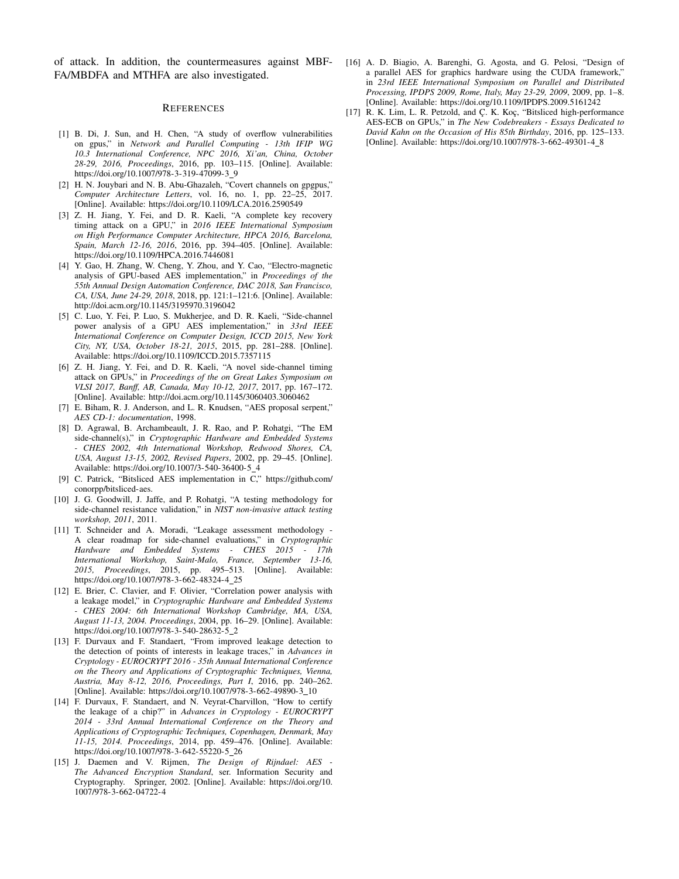of attack. In addition, the countermeasures against MBF-FA/MBDFA and MTHFA are also investigated.

## References

[1] B. Di, J. Sun, and H. Chen, "A study of overflow vulnerabilities on gpus," in *Network and Parallel Computing - 13th IFIP WG 10.3 International Conference, NPC 2016, Xi'an, China, October 28-29, 2016, Proceedings*, 2016, pp. 103–115. [Online]. Available: https://doi.org/10.1007/978-3-319-47099-3_9

[2] H. N. Jouybari and N. B. Abu-Ghazaleh, "Covert channels on gpgpus," *Computer Architecture Letters*, vol. 16, no. 1, pp. 22–25, 2017. [Online]. Available: https://doi.org/10.1109/LCA.2016.2590549

[3] Z. H. Jiang, Y. Fei, and D. R. Kaeli, "A complete key recovery timing attack on a GPU," in *2016 IEEE International Symposium on High Performance Computer Architecture, HPCA 2016, Barcelona, Spain, March 12-16, 2016*, 2016, pp. 394–405. [Online]. Available: https://doi.org/10.1109/HPCA.2016.7446081

[4] Y. Gao, H. Zhang, W. Cheng, Y. Zhou, and Y. Cao, "Electro-magnetic analysis of GPU-based AES implementation," in *Proceedings of the 55th Annual Design Automation Conference, DAC 2018, San Francisco, CA, USA, June 24-29, 2018*, 2018, pp. 121:1–121:6. [Online]. Available: http://doi.acm.org/10.1145/3195970.3196042

[5] C. Luo, Y. Fei, P. Luo, S. Mukherjee, and D. R. Kaeli, "Side-channel power analysis of a GPU AES implementation," in *33rd IEEE International Conference on Computer Design, ICCD 2015, New York City, NY, USA, October 18-21, 2015*, 2015, pp. 281–288. [Online]. Available: https://doi.org/10.1109/ICCD.2015.7357115

[6] Z. H. Jiang, Y. Fei, and D. R. Kaeli, "A novel side-channel timing attack on GPUs," in *Proceedings of the on Great Lakes Symposium on VLSI 2017, Banff, AB, Canada, May 10-12, 2017*, 2017, pp. 167–172. [Online]. Available: http://doi.acm.org/10.1145/3060403.3060462

[7] E. Biham, R. J. Anderson, and L. R. Knudsen, "AES proposal serpent," *AES CD-1: documentation*, 1998.

[8] D. Agrawal, B. Archambeault, J. R. Rao, and P. Rohatgi, "The EM side-channel(s)," in *Cryptographic Hardware and Embedded Systems - CHES 2002, 4th International Workshop, Redwood Shores, CA, USA, August 13-15, 2002, Revised Papers*, 2002, pp. 29–45. [Online]. Available: https://doi.org/10.1007/3-540-36400-5_4

[9] C. Patrick, "Bitsliced AES implementation in C," https://github.com/conorpp/bitsliced-aes.

[10] J. G. Goodwill, J. Jaffe, and P. Rohatgi, "A testing methodology for side-channel resistance validation," in *NIST non-invasive attack testing workshop, 2011*, 2011.

[11] T. Schneider and A. Moradi, "Leakage assessment methodology - A clear roadmap for side-channel evaluations," in *Cryptographic Hardware and Embedded Systems - CHES 2015 - 17th International Workshop, Saint-Malo, France, September 13-16, 2015, Proceedings*, 2015, pp. 495–513. [Online]. Available: https://doi.org/10.1007/978-3-662-48324-4_25

[12] E. Brier, C. Clavier, and F. Olivier, "Correlation power analysis with a leakage model," in *Cryptographic Hardware and Embedded Systems - CHES 2004: 6th International Workshop Cambridge, MA, USA, August 11-13, 2004. Proceedings*, 2004, pp. 16–29. [Online]. Available: https://doi.org/10.1007/978-3-540-28632-5_2

[13] F. Durvaux and F. Standaert, "From improved leakage detection to the detection of points of interests in leakage traces," in *Advances in Cryptology - EUROCRYPT 2016 - 35th Annual International Conference on the Theory and Applications of Cryptographic Techniques, Vienna, Austria, May 8-12, 2016, Proceedings, Part I*, 2016, pp. 240–262. [Online]. Available: https://doi.org/10.1007/978-3-662-49890-3_10

[14] F. Durvaux, F. Standaert, and N. Veyrat-Charvillon, "How to certify the leakage of a chip?" in *Advances in Cryptology - EUROCRYPT 2014 - 33rd Annual International Conference on the Theory and Applications of Cryptographic Techniques, Copenhagen, Denmark, May 11-15, 2014. Proceedings*, 2014, pp. 459–476. [Online]. Available: https://doi.org/10.1007/978-3-642-55220-5_26

[15] J. Daemen and V. Rijmen, *The Design of Rijndael: AES - The Advanced Encryption Standard*, ser. Information Security and Cryptography. Springer, 2002. [Online]. Available: https://doi.org/10.1007/978-3-662-04722-4

[16] A. D. Biagio, A. Barenghi, G. Agosta, and G. Pelosi, "Design of a parallel AES for graphics hardware using the CUDA framework," in *23rd IEEE International Symposium on Parallel and Distributed Processing, IPDPS 2009, Rome, Italy, May 23-29, 2009*, 2009, pp. 1–8. [Online]. Available: https://doi.org/10.1109/IPDPS.2009.5161242

[17] R. K. Lim, L. R. Petzold, and Ç. K. Koç, "Bitsliced high-performance AES-ECB on GPUs," in *The New Codebreakers - Essays Dedicated to David Kahn on the Occasion of His 85th Birthday*, 2016, pp. 125–133. [Online]. Available: https://doi.org/10.1007/978-3-662-49301-4_8